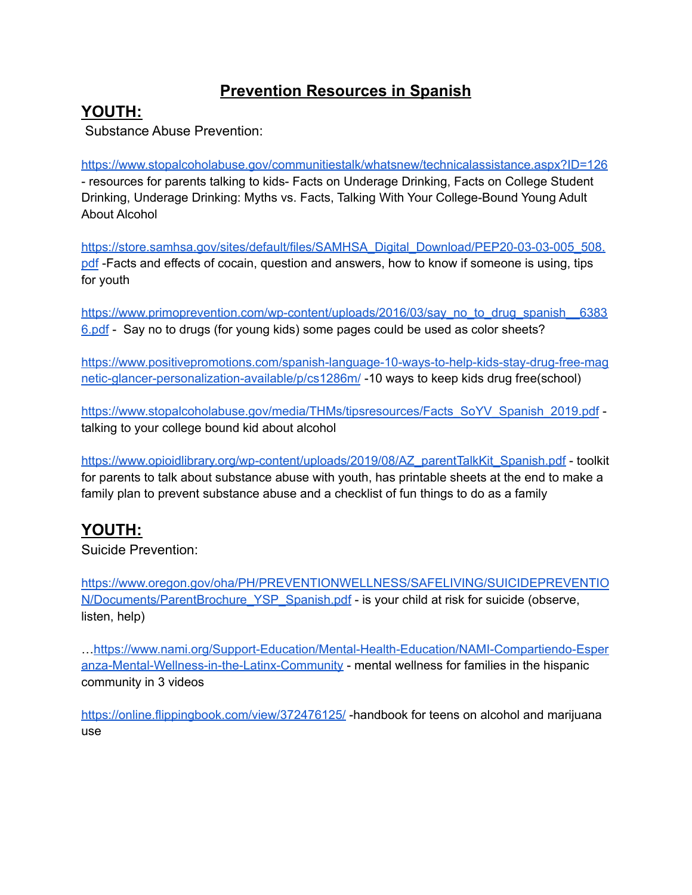# Prevention Resources in Spanish

## YOUTH:

Substance Abuse Prevention:

https://www.stopalcoholabuse.gov/communitiestalk/whatsnew/technicalassistance.aspx?ID=126 - resources for parents talking to kids- Facts on Underage Drinking, Facts on College Student Drinking, Underage Drinking: Myths vs. Facts, Talking With Your College-Bound Young Adult About Alcohol

https://store.samhsa.gov/sites/default/files/SAMHSA_Digital_Download/PEP20-03-03-005_508.pdf -Facts and effects of cocain, question and answers, how to know if someone is using, tips for youth

https://www.primoprevention.com/wp-content/uploads/2016/03/say_no_to_drug_spanish__63836.pdf - Say no to drugs (for young kids) some pages could be used as color sheets?

https://www.positivepromotions.com/spanish-language-10-ways-to-help-kids-stay-drug-free-magnetic-glancer-personalization-available/p/cs1286m/ -10 ways to keep kids drug free(school)

https://www.stopalcoholabuse.gov/media/THMs/tipsresources/Facts_SoYV_Spanish_2019.pdf - talking to your college bound kid about alcohol

https://www.opioidlibrary.org/wp-content/uploads/2019/08/AZ_parentTalkKit_Spanish.pdf - toolkit for parents to talk about substance abuse with youth, has printable sheets at the end to make a family plan to prevent substance abuse and a checklist of fun things to do as a family

## YOUTH:

Suicide Prevention:

https://www.oregon.gov/oha/PH/PREVENTIONWELLNESS/SAFELIVING/SUICIDEPREVENTION/Documents/ParentBrochure_YSP_Spanish.pdf - is your child at risk for suicide (observe, listen, help)

…https://www.nami.org/Support-Education/Mental-Health-Education/NAMI-Compartiendo-Esperanza-Mental-Wellness-in-the-Latinx-Community - mental wellness for families in the hispanic community in 3 videos

https://online.flippingbook.com/view/372476125/ -handbook for teens on alcohol and marijuana use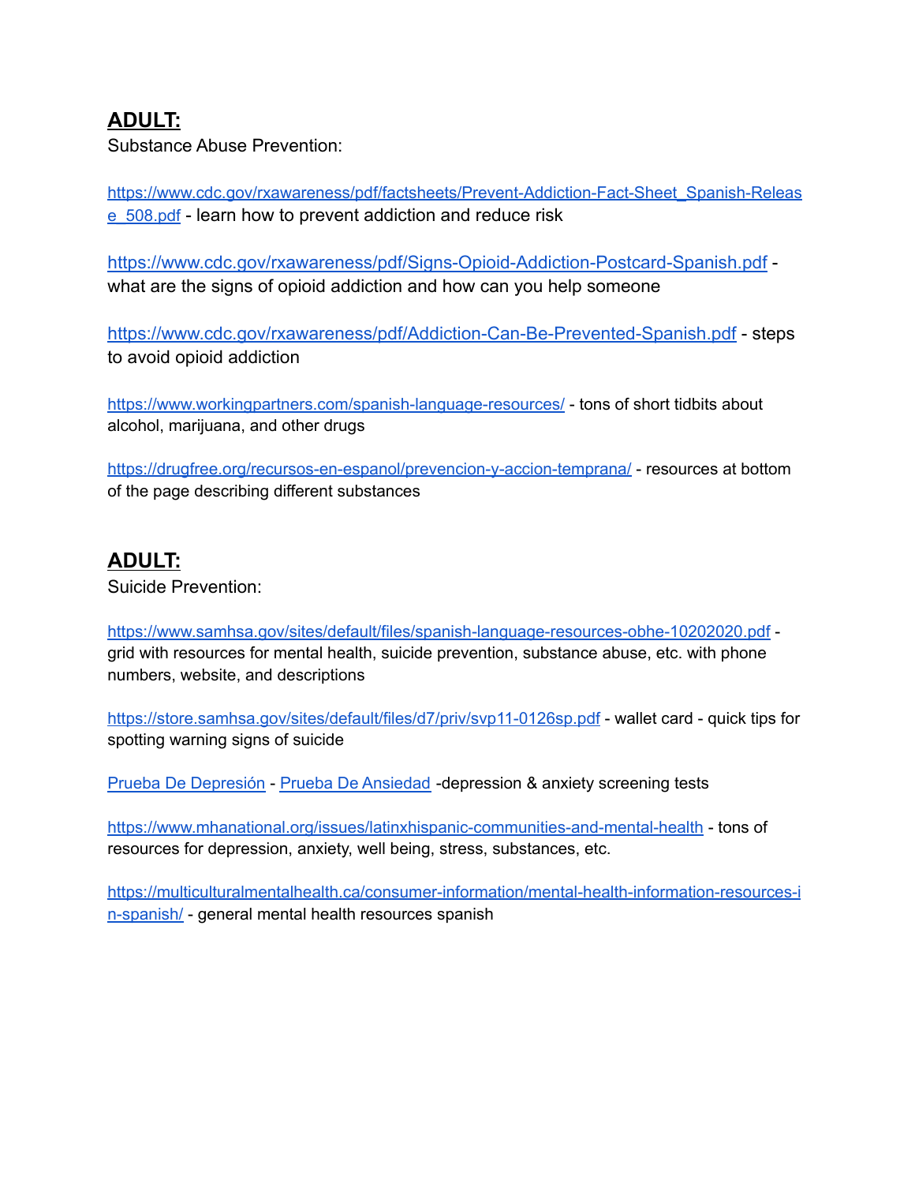## ADULT:

Substance Abuse Prevention:

https://www.cdc.gov/rxawareness/pdf/factsheets/Prevent-Addiction-Fact-Sheet_Spanish-Release_508.pdf - learn how to prevent addiction and reduce risk

https://www.cdc.gov/rxawareness/pdf/Signs-Opioid-Addiction-Postcard-Spanish.pdf - what are the signs of opioid addiction and how can you help someone

https://www.cdc.gov/rxawareness/pdf/Addiction-Can-Be-Prevented-Spanish.pdf - steps to avoid opioid addiction

https://www.workingpartners.com/spanish-language-resources/ - tons of short tidbits about alcohol, marijuana, and other drugs

https://drugfree.org/recursos-en-espanol/prevencion-y-accion-temprana/ - resources at bottom of the page describing different substances

## ADULT:

Suicide Prevention:

https://www.samhsa.gov/sites/default/files/spanish-language-resources-obhe-10202020.pdf - grid with resources for mental health, suicide prevention, substance abuse, etc. with phone numbers, website, and descriptions

https://store.samhsa.gov/sites/default/files/d7/priv/svp11-0126sp.pdf - wallet card - quick tips for spotting warning signs of suicide

Prueba De Depresión - Prueba De Ansiedad -depression & anxiety screening tests

https://www.mhanational.org/issues/latinxhispanic-communities-and-mental-health - tons of resources for depression, anxiety, well being, stress, substances, etc.

https://multiculturalmentalhealth.ca/consumer-information/mental-health-information-resources-in-spanish/ - general mental health resources spanish